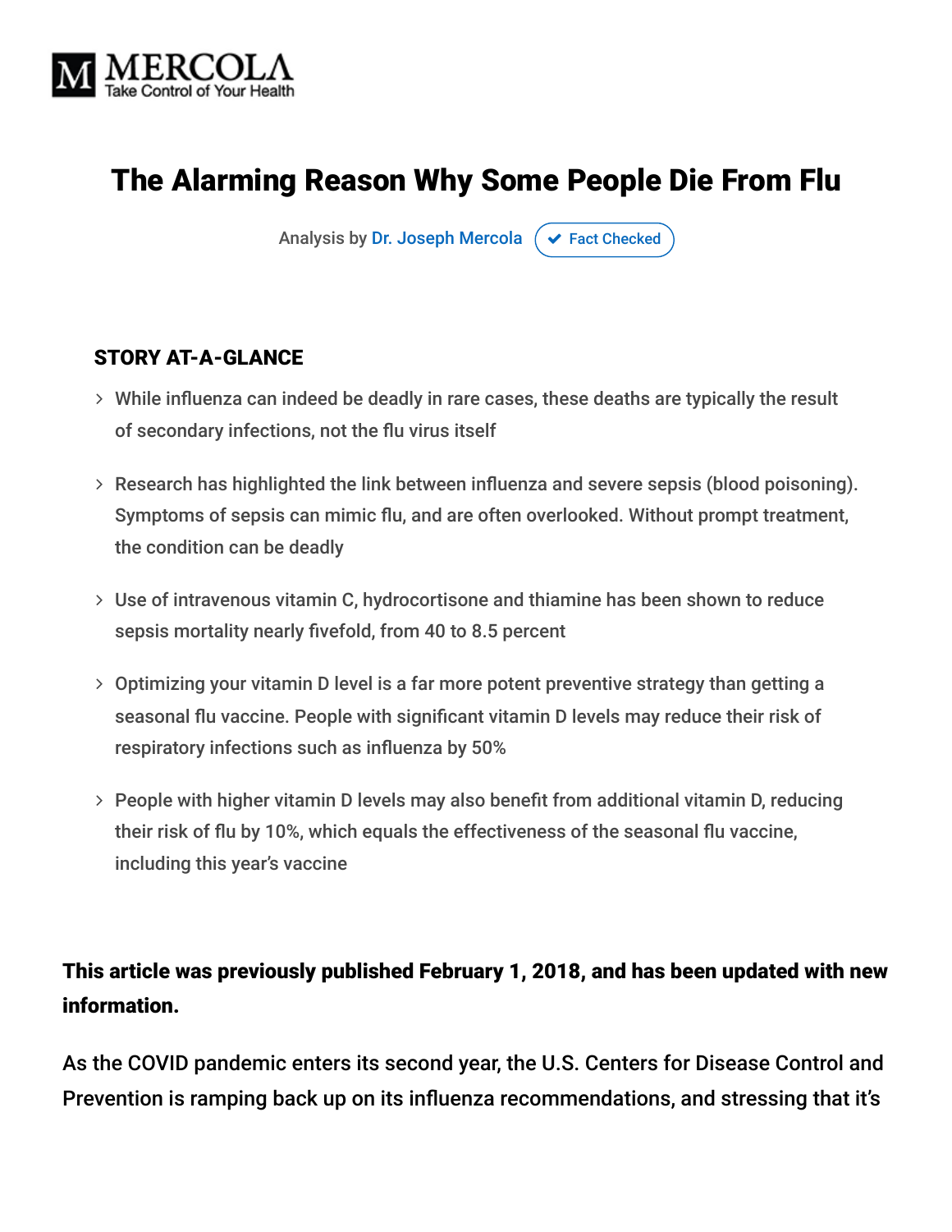# The Alarming Reason Why Some People Die From Flu

Analysis by Dr. Joseph Mercola ✔ Fact Checked

### STORY AT-A-GLANCE

- While influenza can indeed be deadly in rare cases, these deaths are typically the result of secondary infections, not the flu virus itself
- Research has highlighted the link between influenza and severe sepsis (blood poisoning). Symptoms of sepsis can mimic flu, and are often overlooked. Without prompt treatment, the condition can be deadly
- Use of intravenous vitamin C, hydrocortisone and thiamine has been shown to reduce sepsis mortality nearly fivefold, from 40 to 8.5 percent
- Optimizing your vitamin D level is a far more potent preventive strategy than getting a seasonal flu vaccine. People with significant vitamin D levels may reduce their risk of respiratory infections such as influenza by 50%
- People with higher vitamin D levels may also benefit from additional vitamin D, reducing their risk of flu by 10%, which equals the effectiveness of the seasonal flu vaccine, including this year's vaccine

**This article was previously published February 1, 2018, and has been updated with new information.**

As the COVID pandemic enters its second year, the U.S. Centers for Disease Control and Prevention is ramping back up on its influenza recommendations, and stressing that it's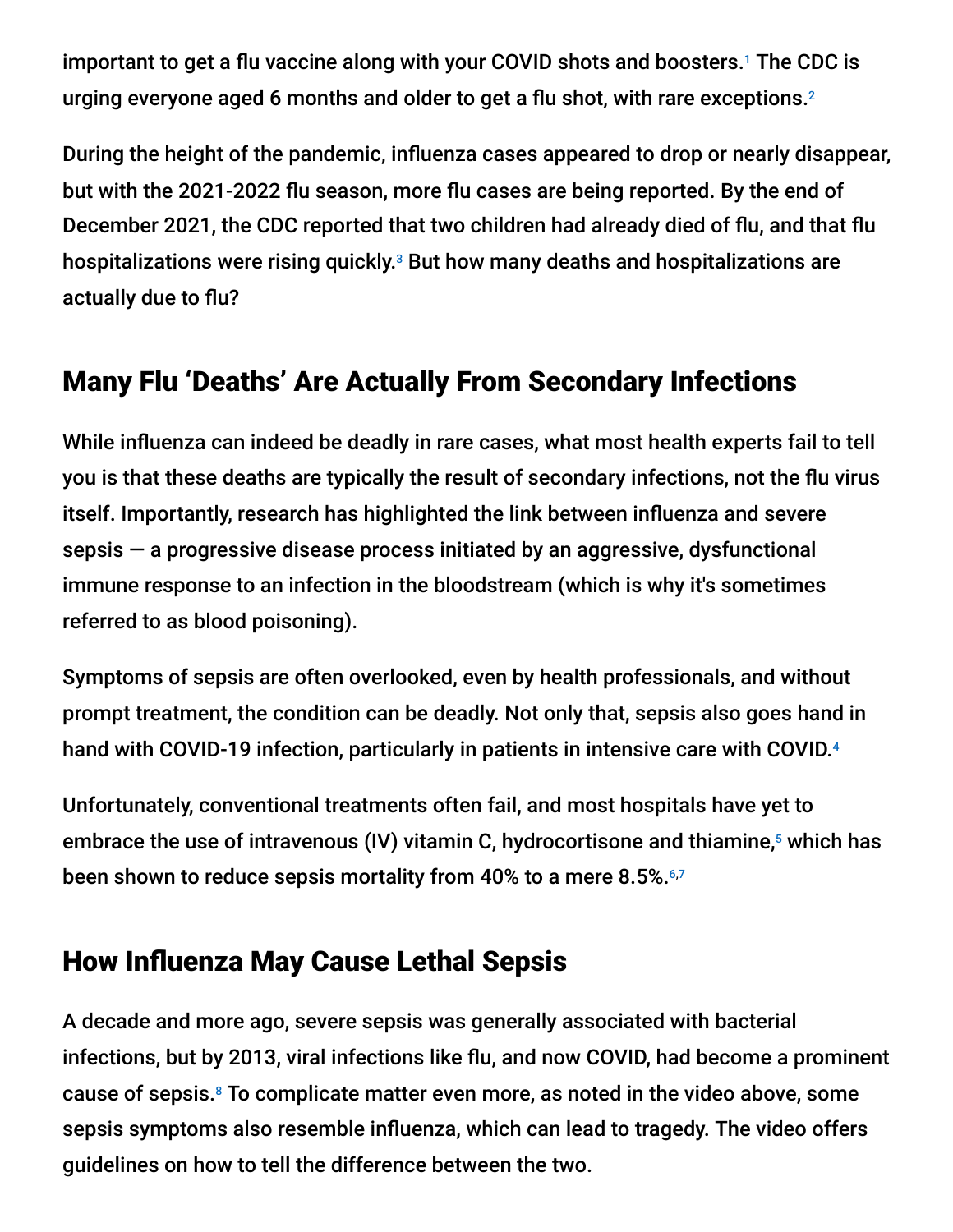important to get a flu vaccine along with your COVID shots and boosters.[1] The CDC is urging everyone aged 6 months and older to get a flu shot, with rare exceptions.[2]

During the height of the pandemic, influenza cases appeared to drop or nearly disappear, but with the 2021-2022 flu season, more flu cases are being reported. By the end of December 2021, the CDC reported that two children had already died of flu, and that flu hospitalizations were rising quickly.[3] But how many deaths and hospitalizations are actually due to flu?

## Many Flu 'Deaths' Are Actually From Secondary Infections

While influenza can indeed be deadly in rare cases, what most health experts fail to tell you is that these deaths are typically the result of secondary infections, not the flu virus itself. Importantly, research has highlighted the link between influenza and severe sepsis — a progressive disease process initiated by an aggressive, dysfunctional immune response to an infection in the bloodstream (which is why it's sometimes referred to as blood poisoning).

Symptoms of sepsis are often overlooked, even by health professionals, and without prompt treatment, the condition can be deadly. Not only that, sepsis also goes hand in hand with COVID-19 infection, particularly in patients in intensive care with COVID.[4]

Unfortunately, conventional treatments often fail, and most hospitals have yet to embrace the use of intravenous (IV) vitamin C, hydrocortisone and thiamine,[5] which has been shown to reduce sepsis mortality from 40% to a mere 8.5%.[6,7]

## How Influenza May Cause Lethal Sepsis

A decade and more ago, severe sepsis was generally associated with bacterial infections, but by 2013, viral infections like flu, and now COVID, had become a prominent cause of sepsis.[8] To complicate matter even more, as noted in the video above, some sepsis symptoms also resemble influenza, which can lead to tragedy. The video offers guidelines on how to tell the difference between the two.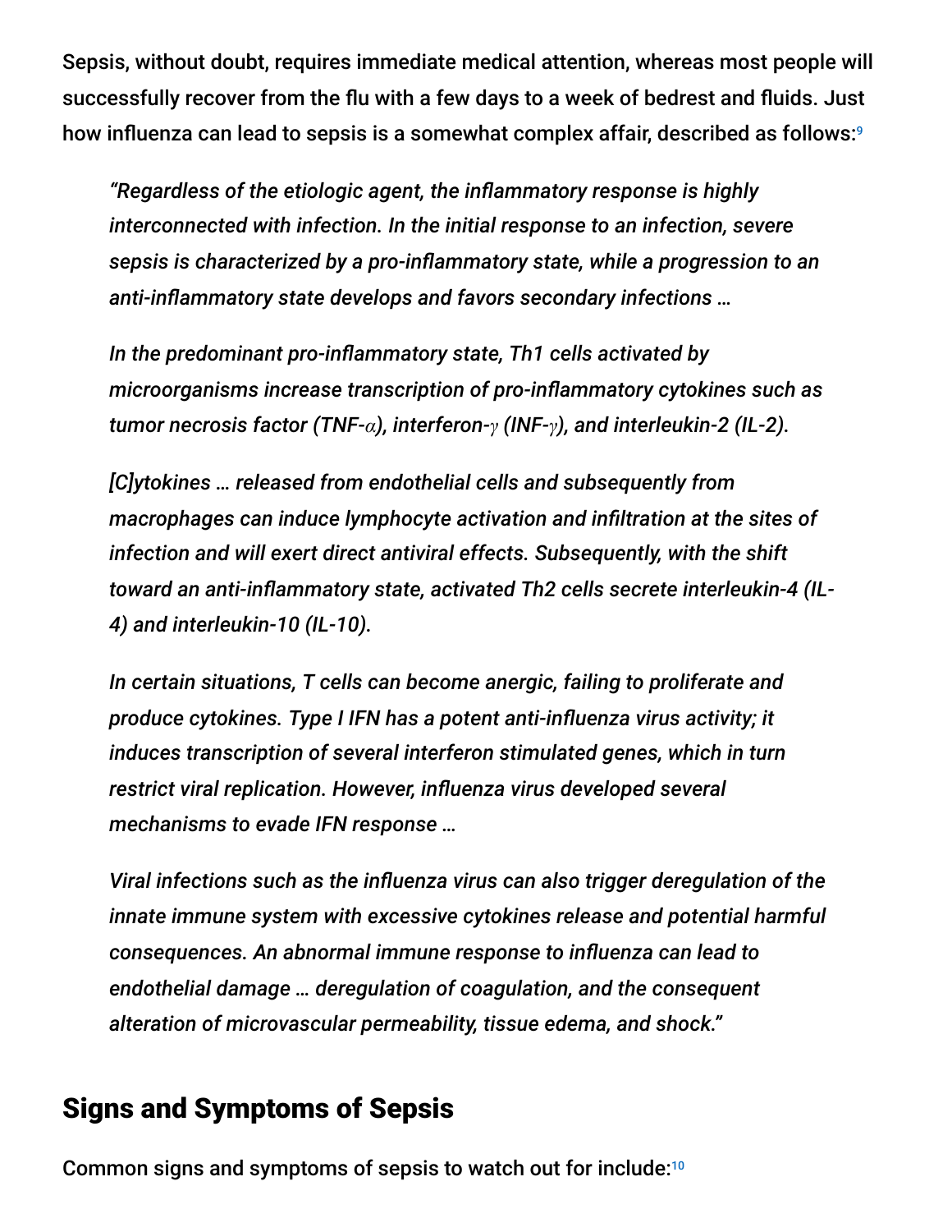Sepsis, without doubt, requires immediate medical attention, whereas most people will successfully recover from the flu with a few days to a week of bedrest and fluids. Just how influenza can lead to sepsis is a somewhat complex affair, described as follows:[9]

> *"Regardless of the etiologic agent, the inflammatory response is highly interconnected with infection. In the initial response to an infection, severe sepsis is characterized by a pro-inflammatory state, while a progression to an anti-inflammatory state develops and favors secondary infections …*
>
> *In the predominant pro-inflammatory state, Th1 cells activated by microorganisms increase transcription of pro-inflammatory cytokines such as tumor necrosis factor (TNF-$\alpha$), interferon-$\gamma$ (INF-$\gamma$), and interleukin-2 (IL-2).*
>
> *[C]ytokines … released from endothelial cells and subsequently from macrophages can induce lymphocyte activation and infiltration at the sites of infection and will exert direct antiviral effects. Subsequently, with the shift toward an anti-inflammatory state, activated Th2 cells secrete interleukin-4 (IL-4) and interleukin-10 (IL-10).*
>
> *In certain situations, T cells can become anergic, failing to proliferate and produce cytokines. Type I IFN has a potent anti-influenza virus activity; it induces transcription of several interferon stimulated genes, which in turn restrict viral replication. However, influenza virus developed several mechanisms to evade IFN response …*
>
> *Viral infections such as the influenza virus can also trigger deregulation of the innate immune system with excessive cytokines release and potential harmful consequences. An abnormal immune response to influenza can lead to endothelial damage … deregulation of coagulation, and the consequent alteration of microvascular permeability, tissue edema, and shock."*

## Signs and Symptoms of Sepsis

Common signs and symptoms of sepsis to watch out for include:[10]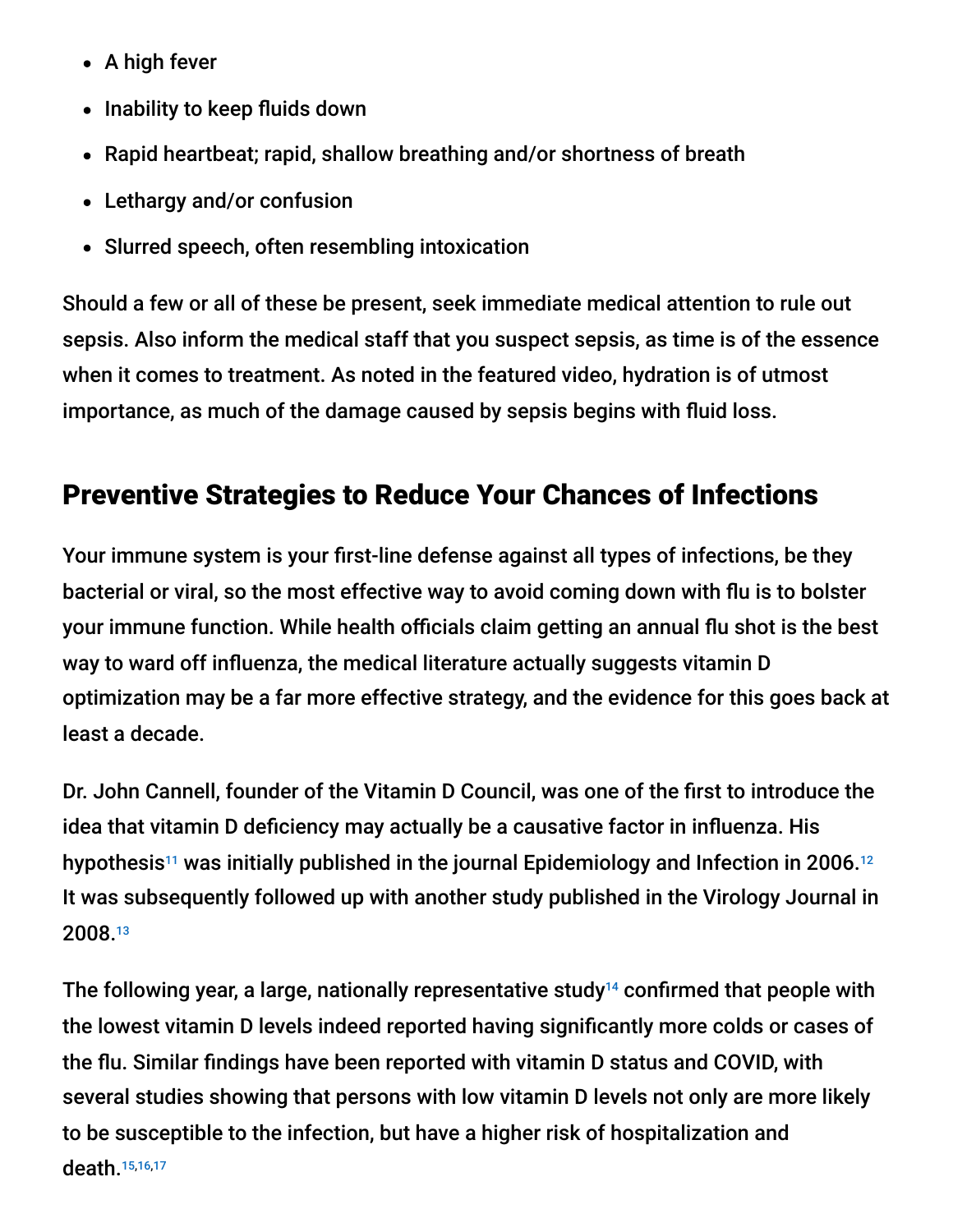- A high fever
- Inability to keep fluids down
- Rapid heartbeat; rapid, shallow breathing and/or shortness of breath
- Lethargy and/or confusion
- Slurred speech, often resembling intoxication

Should a few or all of these be present, seek immediate medical attention to rule out sepsis. Also inform the medical staff that you suspect sepsis, as time is of the essence when it comes to treatment. As noted in the featured video, hydration is of utmost importance, as much of the damage caused by sepsis begins with fluid loss.

## Preventive Strategies to Reduce Your Chances of Infections

Your immune system is your first-line defense against all types of infections, be they bacterial or viral, so the most effective way to avoid coming down with flu is to bolster your immune function. While health officials claim getting an annual flu shot is the best way to ward off influenza, the medical literature actually suggests vitamin D optimization may be a far more effective strategy, and the evidence for this goes back at least a decade.

Dr. John Cannell, founder of the Vitamin D Council, was one of the first to introduce the idea that vitamin D deficiency may actually be a causative factor in influenza. His hypothesis[11] was initially published in the journal Epidemiology and Infection in 2006.[12] It was subsequently followed up with another study published in the Virology Journal in 2008.[13]

The following year, a large, nationally representative study[14] confirmed that people with the lowest vitamin D levels indeed reported having significantly more colds or cases of the flu. Similar findings have been reported with vitamin D status and COVID, with several studies showing that persons with low vitamin D levels not only are more likely to be susceptible to the infection, but have a higher risk of hospitalization and death.[15,16,17]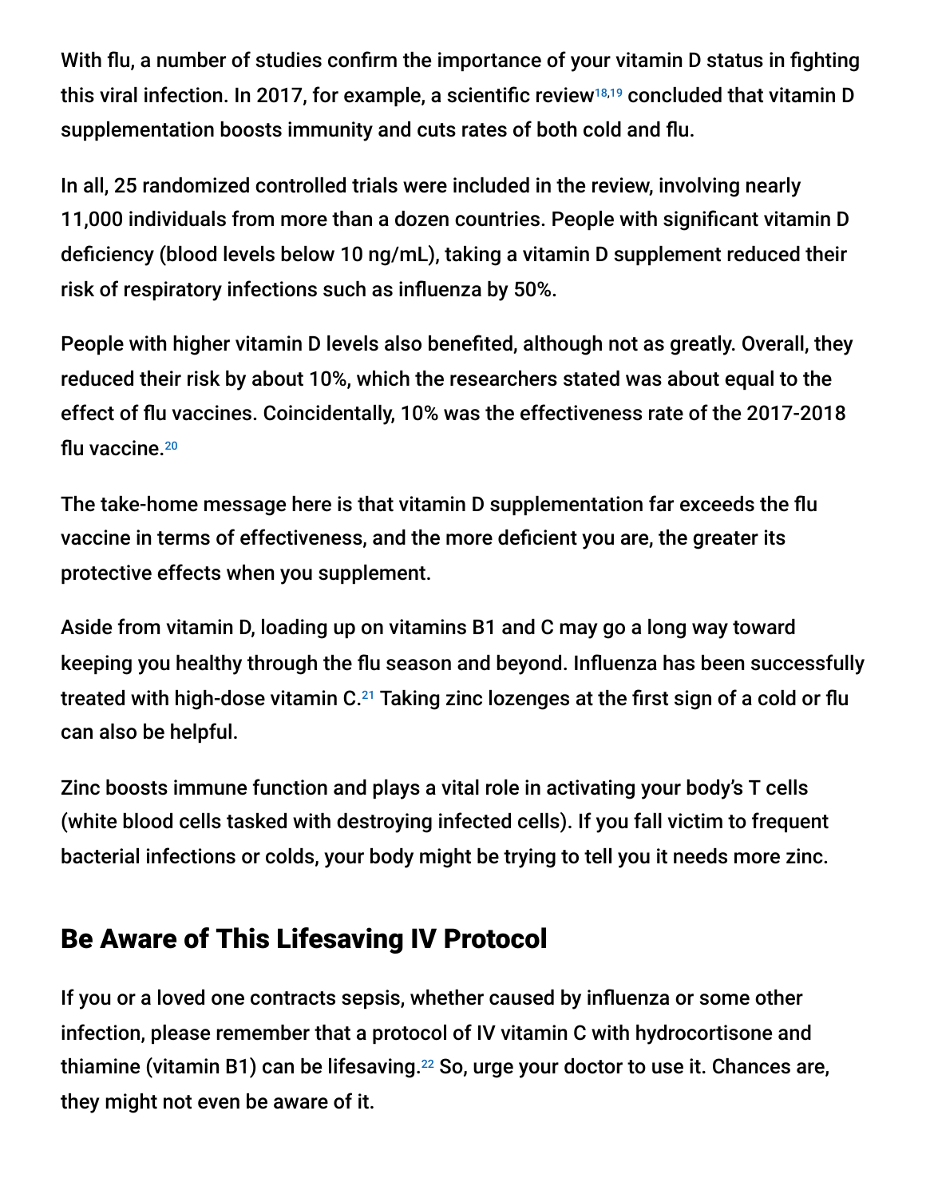With flu, a number of studies confirm the importance of your vitamin D status in fighting this viral infection. In 2017, for example, a scientific review[18,19] concluded that vitamin D supplementation boosts immunity and cuts rates of both cold and flu.

In all, 25 randomized controlled trials were included in the review, involving nearly 11,000 individuals from more than a dozen countries. People with significant vitamin D deficiency (blood levels below 10 ng/mL), taking a vitamin D supplement reduced their risk of respiratory infections such as influenza by 50%.

People with higher vitamin D levels also benefited, although not as greatly. Overall, they reduced their risk by about 10%, which the researchers stated was about equal to the effect of flu vaccines. Coincidentally, 10% was the effectiveness rate of the 2017-2018 flu vaccine.[20]

The take-home message here is that vitamin D supplementation far exceeds the flu vaccine in terms of effectiveness, and the more deficient you are, the greater its protective effects when you supplement.

Aside from vitamin D, loading up on vitamins B1 and C may go a long way toward keeping you healthy through the flu season and beyond. Influenza has been successfully treated with high-dose vitamin C.[21] Taking zinc lozenges at the first sign of a cold or flu can also be helpful.

Zinc boosts immune function and plays a vital role in activating your body's T cells (white blood cells tasked with destroying infected cells). If you fall victim to frequent bacterial infections or colds, your body might be trying to tell you it needs more zinc.

## Be Aware of This Lifesaving IV Protocol

If you or a loved one contracts sepsis, whether caused by influenza or some other infection, please remember that a protocol of IV vitamin C with hydrocortisone and thiamine (vitamin B1) can be lifesaving.[22] So, urge your doctor to use it. Chances are, they might not even be aware of it.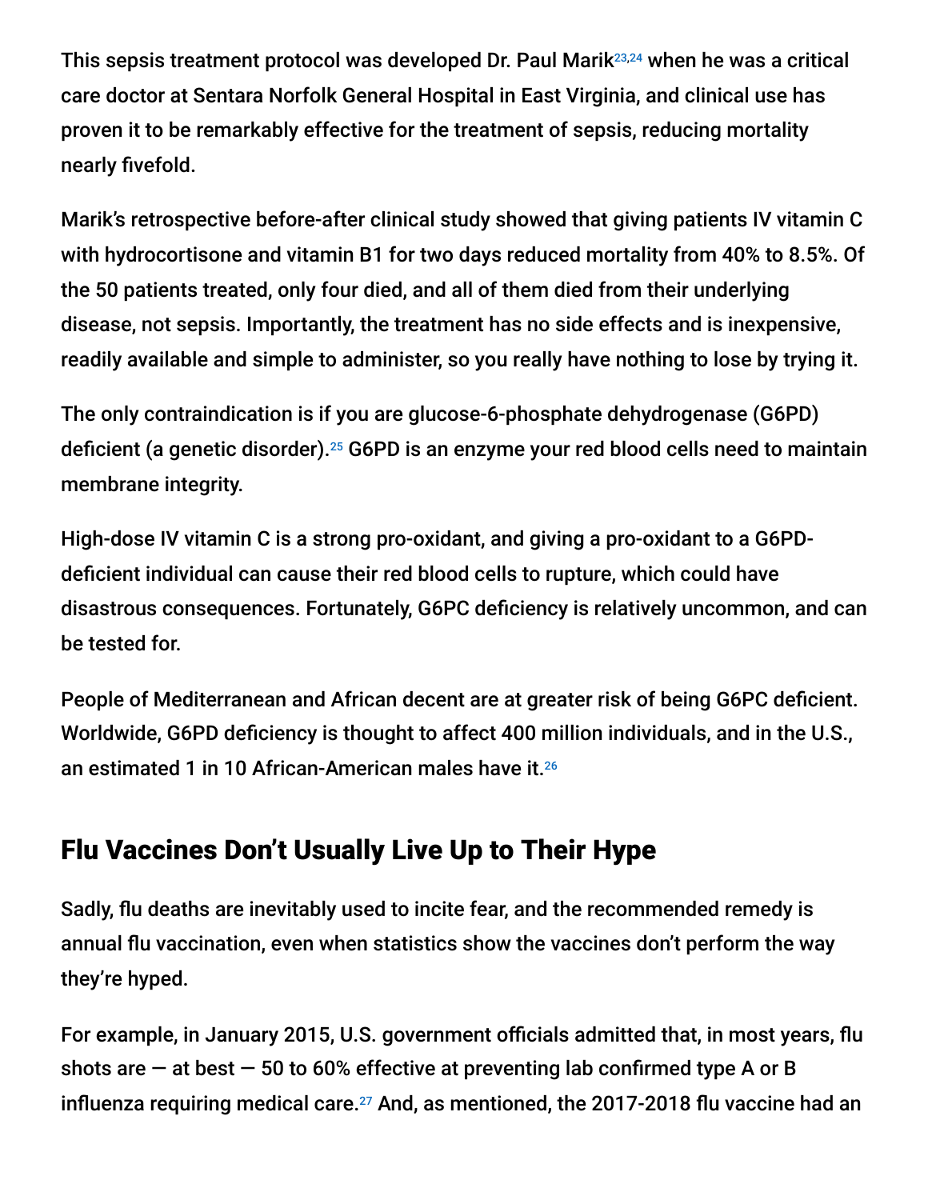This sepsis treatment protocol was developed Dr. Paul Marik[23,24] when he was a critical care doctor at Sentara Norfolk General Hospital in East Virginia, and clinical use has proven it to be remarkably effective for the treatment of sepsis, reducing mortality nearly fivefold.

Marik's retrospective before-after clinical study showed that giving patients IV vitamin C with hydrocortisone and vitamin B1 for two days reduced mortality from 40% to 8.5%. Of the 50 patients treated, only four died, and all of them died from their underlying disease, not sepsis. Importantly, the treatment has no side effects and is inexpensive, readily available and simple to administer, so you really have nothing to lose by trying it.

The only contraindication is if you are glucose-6-phosphate dehydrogenase (G6PD) deficient (a genetic disorder).[25] G6PD is an enzyme your red blood cells need to maintain membrane integrity.

High-dose IV vitamin C is a strong pro-oxidant, and giving a pro-oxidant to a G6PD-deficient individual can cause their red blood cells to rupture, which could have disastrous consequences. Fortunately, G6PC deficiency is relatively uncommon, and can be tested for.

People of Mediterranean and African decent are at greater risk of being G6PC deficient. Worldwide, G6PD deficiency is thought to affect 400 million individuals, and in the U.S., an estimated 1 in 10 African-American males have it.[26]

## Flu Vaccines Don't Usually Live Up to Their Hype

Sadly, flu deaths are inevitably used to incite fear, and the recommended remedy is annual flu vaccination, even when statistics show the vaccines don't perform the way they're hyped.

For example, in January 2015, U.S. government officials admitted that, in most years, flu shots are — at best — 50 to 60% effective at preventing lab confirmed type A or B influenza requiring medical care.[27] And, as mentioned, the 2017-2018 flu vaccine had an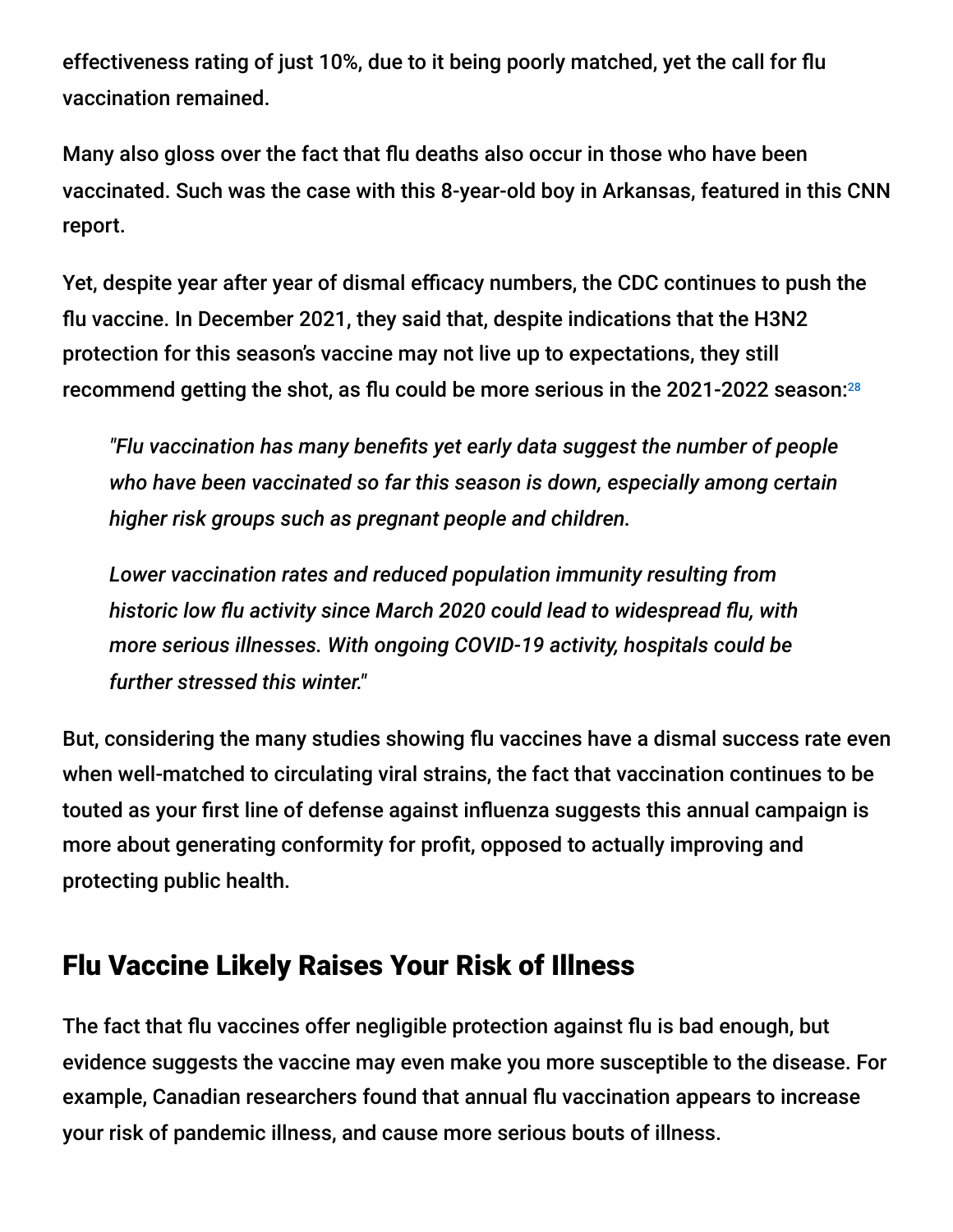effectiveness rating of just 10%, due to it being poorly matched, yet the call for flu vaccination remained.

Many also gloss over the fact that flu deaths also occur in those who have been vaccinated. Such was the case with this 8-year-old boy in Arkansas, featured in this CNN report.

Yet, despite year after year of dismal efficacy numbers, the CDC continues to push the flu vaccine. In December 2021, they said that, despite indications that the H3N2 protection for this season's vaccine may not live up to expectations, they still recommend getting the shot, as flu could be more serious in the 2021-2022 season:[28]

> *"Flu vaccination has many benefits yet early data suggest the number of people who have been vaccinated so far this season is down, especially among certain higher risk groups such as pregnant people and children.*
>
> *Lower vaccination rates and reduced population immunity resulting from historic low flu activity since March 2020 could lead to widespread flu, with more serious illnesses. With ongoing COVID-19 activity, hospitals could be further stressed this winter."*

But, considering the many studies showing flu vaccines have a dismal success rate even when well-matched to circulating viral strains, the fact that vaccination continues to be touted as your first line of defense against influenza suggests this annual campaign is more about generating conformity for profit, opposed to actually improving and protecting public health.

## Flu Vaccine Likely Raises Your Risk of Illness

The fact that flu vaccines offer negligible protection against flu is bad enough, but evidence suggests the vaccine may even make you more susceptible to the disease. For example, Canadian researchers found that annual flu vaccination appears to increase your risk of pandemic illness, and cause more serious bouts of illness.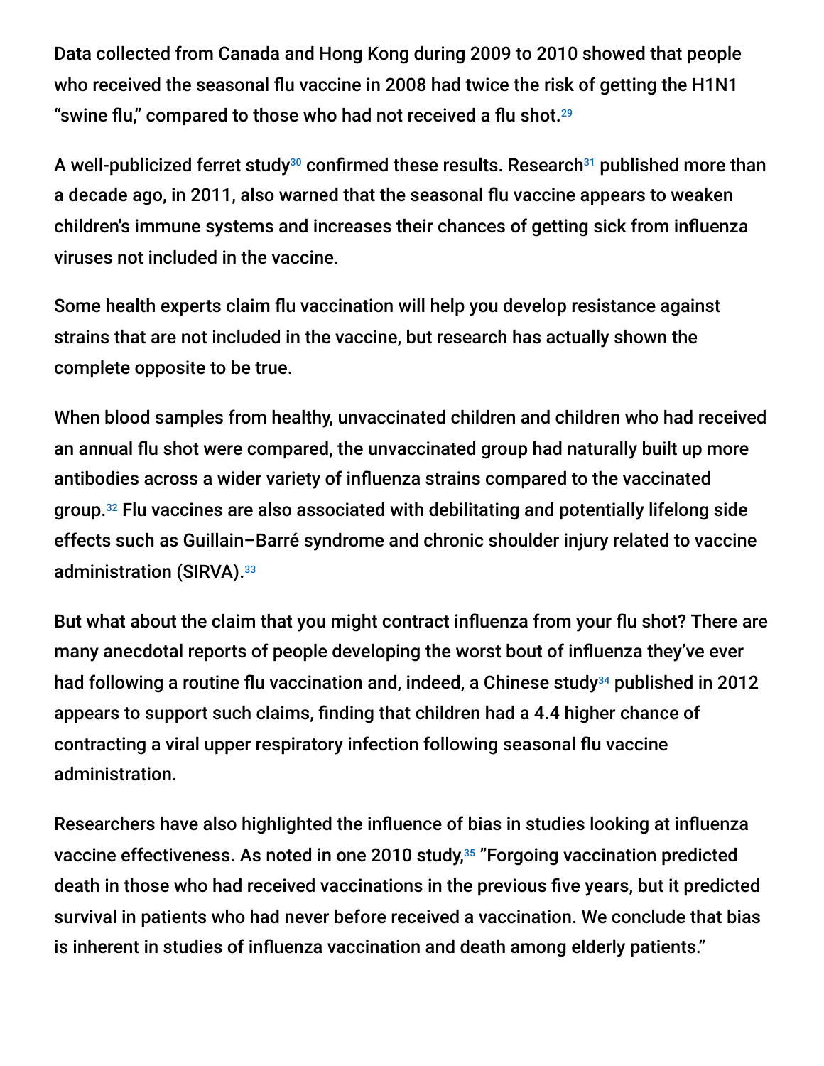Data collected from Canada and Hong Kong during 2009 to 2010 showed that people who received the seasonal flu vaccine in 2008 had twice the risk of getting the H1N1 "swine flu," compared to those who had not received a flu shot.[29]

A well-publicized ferret study[30] confirmed these results. Research[31] published more than a decade ago, in 2011, also warned that the seasonal flu vaccine appears to weaken children's immune systems and increases their chances of getting sick from influenza viruses not included in the vaccine.

Some health experts claim flu vaccination will help you develop resistance against strains that are not included in the vaccine, but research has actually shown the complete opposite to be true.

When blood samples from healthy, unvaccinated children and children who had received an annual flu shot were compared, the unvaccinated group had naturally built up more antibodies across a wider variety of influenza strains compared to the vaccinated group.[32] Flu vaccines are also associated with debilitating and potentially lifelong side effects such as Guillain–Barré syndrome and chronic shoulder injury related to vaccine administration (SIRVA).[33]

But what about the claim that you might contract influenza from your flu shot? There are many anecdotal reports of people developing the worst bout of influenza they've ever had following a routine flu vaccination and, indeed, a Chinese study[34] published in 2012 appears to support such claims, finding that children had a 4.4 higher chance of contracting a viral upper respiratory infection following seasonal flu vaccine administration.

Researchers have also highlighted the influence of bias in studies looking at influenza vaccine effectiveness. As noted in one 2010 study,[35] "Forgoing vaccination predicted death in those who had received vaccinations in the previous five years, but it predicted survival in patients who had never before received a vaccination. We conclude that bias is inherent in studies of influenza vaccination and death among elderly patients."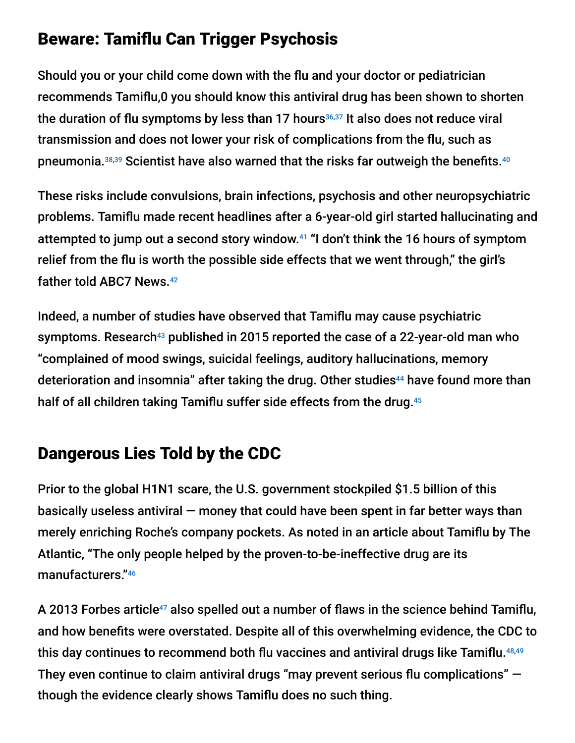## Beware: Tamiflu Can Trigger Psychosis

Should you or your child come down with the flu and your doctor or pediatrician recommends Tamiflu,0 you should know this antiviral drug has been shown to shorten the duration of flu symptoms by less than 17 hours[36,37] It also does not reduce viral transmission and does not lower your risk of complications from the flu, such as pneumonia.[38,39] Scientist have also warned that the risks far outweigh the benefits.[40]

These risks include convulsions, brain infections, psychosis and other neuropsychiatric problems. Tamiflu made recent headlines after a 6-year-old girl started hallucinating and attempted to jump out a second story window.[41] "I don't think the 16 hours of symptom relief from the flu is worth the possible side effects that we went through," the girl's father told ABC7 News.[42]

Indeed, a number of studies have observed that Tamiflu may cause psychiatric symptoms. Research[43] published in 2015 reported the case of a 22-year-old man who "complained of mood swings, suicidal feelings, auditory hallucinations, memory deterioration and insomnia" after taking the drug. Other studies[44] have found more than half of all children taking Tamiflu suffer side effects from the drug.[45]

## Dangerous Lies Told by the CDC

Prior to the global H1N1 scare, the U.S. government stockpiled $1.5 billion of this basically useless antiviral — money that could have been spent in far better ways than merely enriching Roche's company pockets. As noted in an article about Tamiflu by The Atlantic, "The only people helped by the proven-to-be-ineffective drug are its manufacturers."[46]

A 2013 Forbes article[47] also spelled out a number of flaws in the science behind Tamiflu, and how benefits were overstated. Despite all of this overwhelming evidence, the CDC to this day continues to recommend both flu vaccines and antiviral drugs like Tamiflu.[48,49] They even continue to claim antiviral drugs "may prevent serious flu complications" — though the evidence clearly shows Tamiflu does no such thing.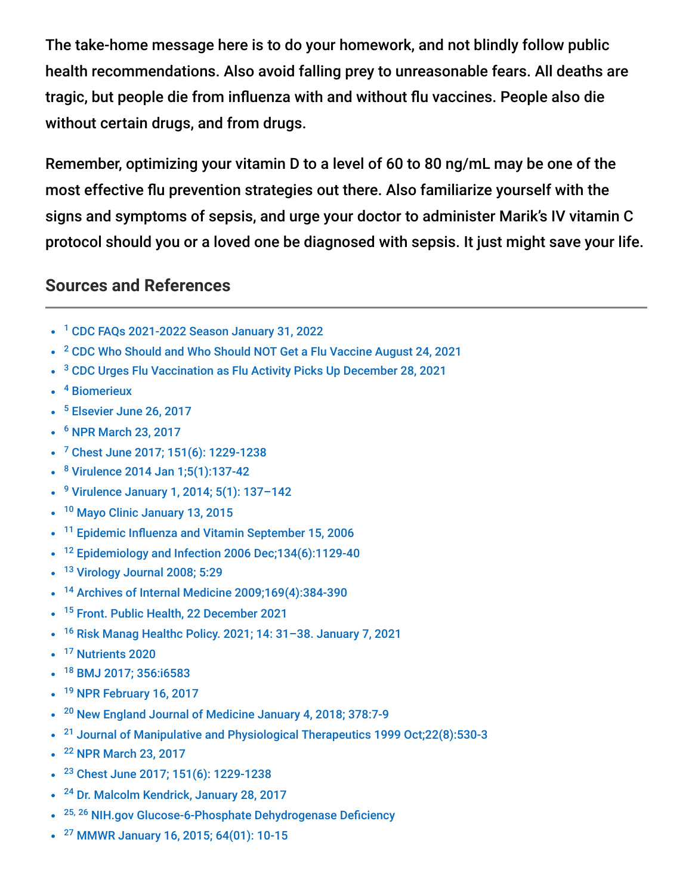The take-home message here is to do your homework, and not blindly follow public health recommendations. Also avoid falling prey to unreasonable fears. All deaths are tragic, but people die from influenza with and without flu vaccines. People also die without certain drugs, and from drugs.

Remember, optimizing your vitamin D to a level of 60 to 80 ng/mL may be one of the most effective flu prevention strategies out there. Also familiarize yourself with the signs and symptoms of sepsis, and urge your doctor to administer Marik's IV vitamin C protocol should you or a loved one be diagnosed with sepsis. It just might save your life.

## Sources and References

- [1] CDC FAQs 2021-2022 Season January 31, 2022
- [2] CDC Who Should and Who Should NOT Get a Flu Vaccine August 24, 2021
- [3] CDC Urges Flu Vaccination as Flu Activity Picks Up December 28, 2021
- [4] Biomerieux
- [5] Elsevier June 26, 2017
- [6] NPR March 23, 2017
- [7] Chest June 2017; 151(6): 1229-1238
- [8] Virulence 2014 Jan 1;5(1):137-42
- [9] Virulence January 1, 2014; 5(1): 137–142
- [10] Mayo Clinic January 13, 2015
- [11] Epidemic Influenza and Vitamin September 15, 2006
- [12] Epidemiology and Infection 2006 Dec;134(6):1129-40
- [13] Virology Journal 2008; 5:29
- [14] Archives of Internal Medicine 2009;169(4):384-390
- [15] Front. Public Health, 22 December 2021
- [16] Risk Manag Healthc Policy. 2021; 14: 31–38. January 7, 2021
- [17] Nutrients 2020
- [18] BMJ 2017; 356:i6583
- [19] NPR February 16, 2017
- [20] New England Journal of Medicine January 4, 2018; 378:7-9
- [21] Journal of Manipulative and Physiological Therapeutics 1999 Oct;22(8):530-3
- [22] NPR March 23, 2017
- [23] Chest June 2017; 151(6): 1229-1238
- [24] Dr. Malcolm Kendrick, January 28, 2017
- [25, 26] NIH.gov Glucose-6-Phosphate Dehydrogenase Deficiency
- [27] MMWR January 16, 2015; 64(01): 10-15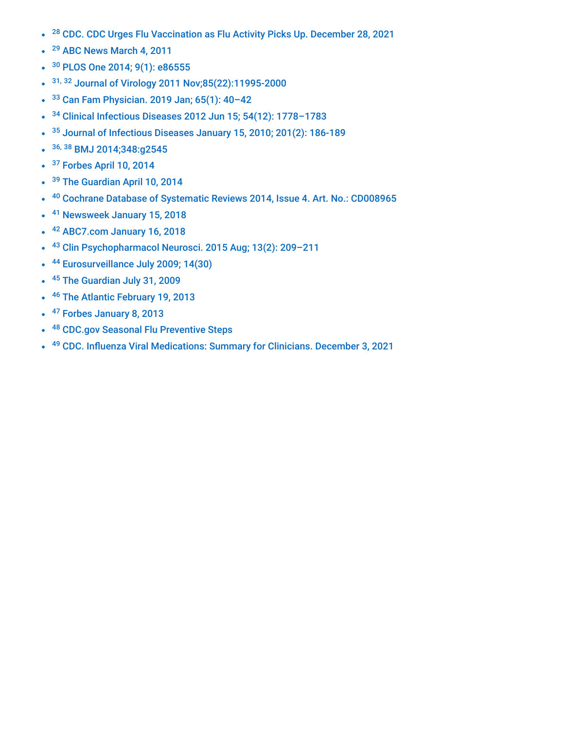- [28] CDC. CDC Urges Flu Vaccination as Flu Activity Picks Up. December 28, 2021
- [29] ABC News March 4, 2011
- [30] PLOS One 2014; 9(1): e86555
- [31, 32] Journal of Virology 2011 Nov;85(22):11995-2000
- [33] Can Fam Physician. 2019 Jan; 65(1): 40–42
- [34] Clinical Infectious Diseases 2012 Jun 15; 54(12): 1778–1783
- [35] Journal of Infectious Diseases January 15, 2010; 201(2): 186-189
- [36, 38] BMJ 2014;348:g2545
- [37] Forbes April 10, 2014
- [39] The Guardian April 10, 2014
- [40] Cochrane Database of Systematic Reviews 2014, Issue 4. Art. No.: CD008965
- [41] Newsweek January 15, 2018
- [42] ABC7.com January 16, 2018
- [43] Clin Psychopharmacol Neurosci. 2015 Aug; 13(2): 209–211
- [44] Eurosurveillance July 2009; 14(30)
- [45] The Guardian July 31, 2009
- [46] The Atlantic February 19, 2013
- [47] Forbes January 8, 2013
- [48] CDC.gov Seasonal Flu Preventive Steps
- [49] CDC. Influenza Viral Medications: Summary for Clinicians. December 3, 2021